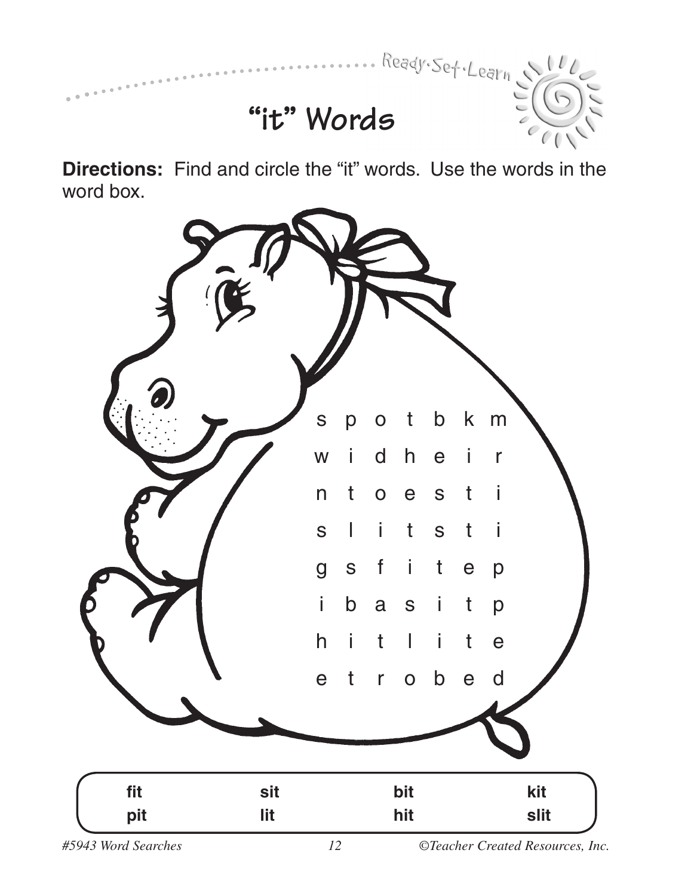# "it" Words

**Directions:** Find and circle the "it" words. Use the words in the word box.

| | | | | | | |
|---|---|---|---|---|---|---|
| s | p | o | t | b | k | m |
| w | i | d | h | e | i | r |
| n | t | o | e | s | t | i |
| s | l | i | t | s | t | i |
| g | s | f | i | t | e | p |
| i | b | a | s | i | t | p |
| h | i | t | l | i | t | e |
| e | t | r | o | b | e | d |

| | | | |
|---|---|---|---|
| **fit** | **sit** | **bit** | **kit** |
| **pit** | **lit** | **hit** | **slit** |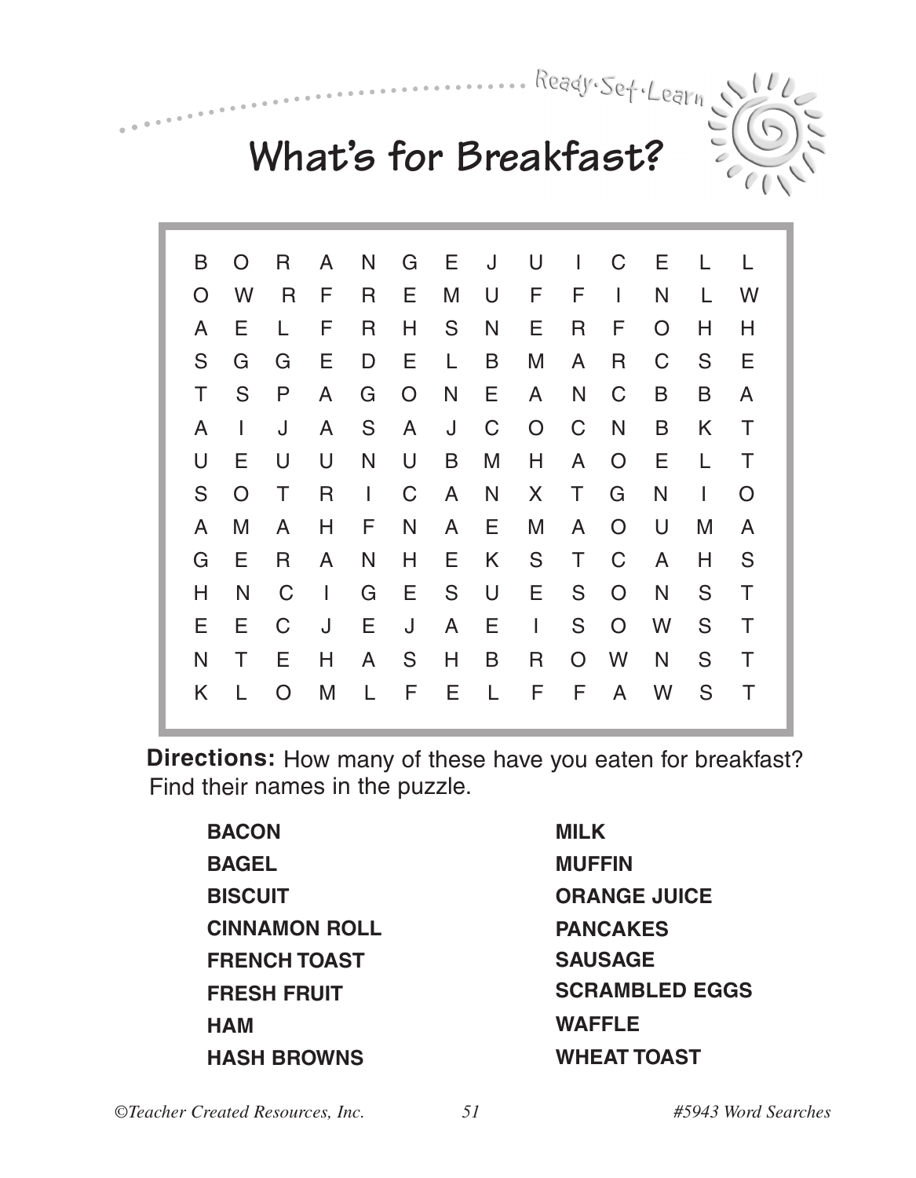# What's for Breakfast?

| | | | | | | | | | | | | | |
|---|---|---|---|---|---|---|---|---|---|---|---|---|---|
| B | O | R | A | N | G | E | J | U | I | C | E | L | L |
| O | W | R | F | R | E | M | U | F | F | I | N | L | W |
| A | E | L | F | R | H | S | N | E | R | F | O | H | H |
| S | G | G | E | D | E | L | B | M | A | R | C | S | E |
| T | S | P | A | G | O | N | E | A | N | C | B | B | A |
| A | I | J | A | S | A | J | C | O | C | N | B | K | T |
| U | E | U | U | N | U | B | M | H | A | O | E | L | T |
| S | O | T | R | I | C | A | N | X | T | G | N | I | O |
| A | M | A | H | F | N | A | E | M | A | O | U | M | A |
| G | E | R | A | N | H | E | K | S | T | C | A | H | S |
| H | N | C | I | G | E | S | U | E | S | O | N | S | T |
| E | E | C | J | E | J | A | E | I | S | O | W | S | T |
| N | T | E | H | A | S | H | B | R | O | W | N | S | T |
| K | L | O | M | L | F | E | L | F | F | A | W | S | T |

**Directions:** How many of these have you eaten for breakfast? Find their names in the puzzle.

**BACON**
**BAGEL**
**BISCUIT**
**CINNAMON ROLL**
**FRENCH TOAST**
**FRESH FRUIT**
**HAM**
**HASH BROWNS**
**MILK**
**MUFFIN**
**ORANGE JUICE**
**PANCAKES**
**SAUSAGE**
**SCRAMBLED EGGS**
**WAFFLE**
**WHEAT TOAST**